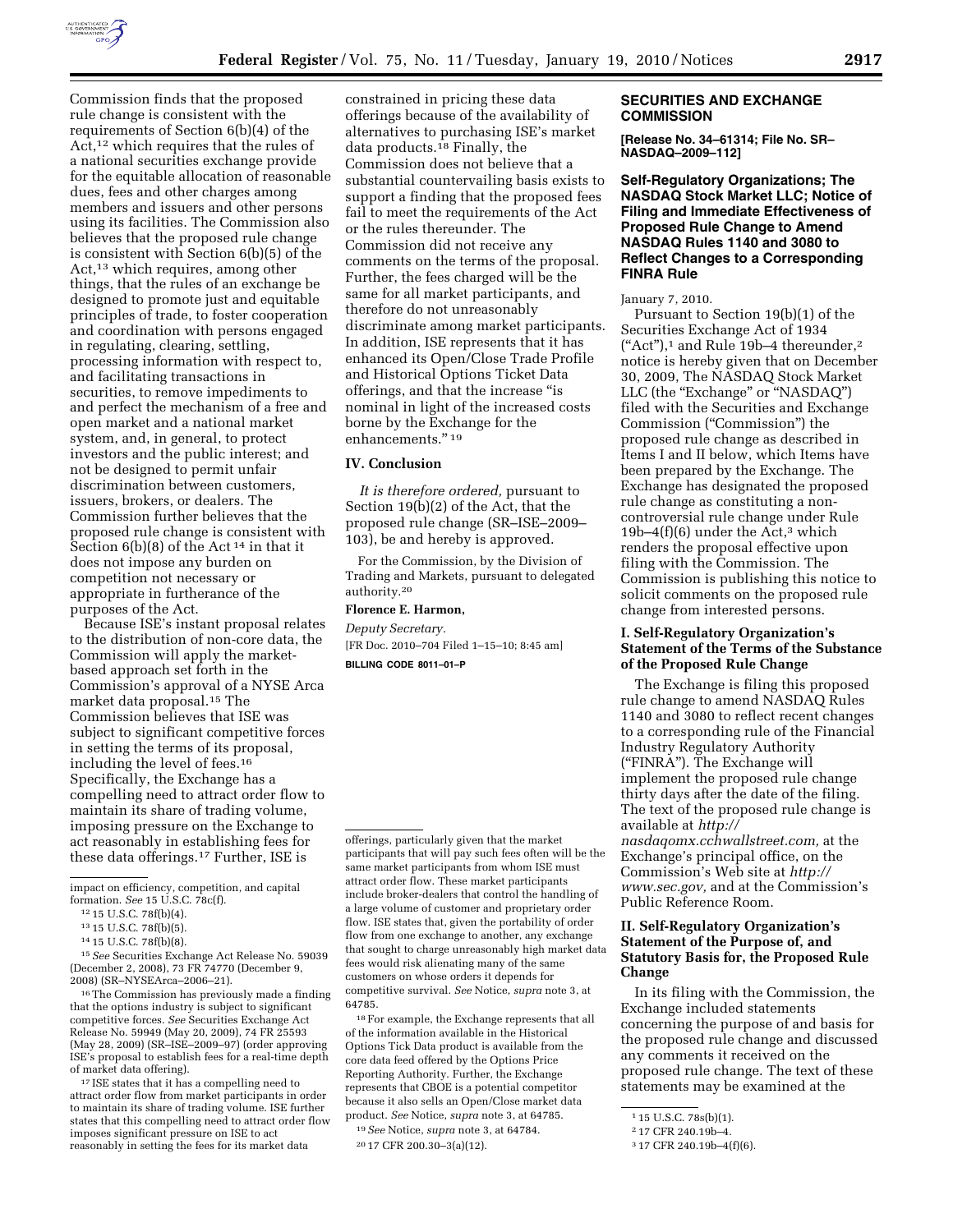Commission finds that the proposed rule change is consistent with the requirements of Section 6(b)(4) of the Act,[12] which requires that the rules of a national securities exchange provide for the equitable allocation of reasonable dues, fees and other charges among members and issuers and other persons using its facilities. The Commission also believes that the proposed rule change is consistent with Section 6(b)(5) of the Act,[13] which requires, among other things, that the rules of an exchange be designed to promote just and equitable principles of trade, to foster cooperation and coordination with persons engaged in regulating, clearing, settling, processing information with respect to, and facilitating transactions in securities, to remove impediments to and perfect the mechanism of a free and open market and a national market system, and, in general, to protect investors and the public interest; and not be designed to permit unfair discrimination between customers, issuers, brokers, or dealers. The Commission further believes that the proposed rule change is consistent with Section 6(b)(8) of the Act [14] in that it does not impose any burden on competition not necessary or appropriate in furtherance of the purposes of the Act.

Because ISE's instant proposal relates to the distribution of non-core data, the Commission will apply the market-based approach set forth in the Commission's approval of a NYSE Arca market data proposal.[15] The Commission believes that ISE was subject to significant competitive forces in setting the terms of its proposal, including the level of fees.[16] Specifically, the Exchange has a compelling need to attract order flow to maintain its share of trading volume, imposing pressure on the Exchange to act reasonably in establishing fees for these data offerings.[17] Further, ISE is constrained in pricing these data offerings because of the availability of alternatives to purchasing ISE's market data products.[18] Finally, the Commission does not believe that a substantial countervailing basis exists to support a finding that the proposed fees fail to meet the requirements of the Act or the rules thereunder. The Commission did not receive any comments on the terms of the proposal. Further, the fees charged will be the same for all market participants, and therefore do not unreasonably discriminate among market participants. In addition, ISE represents that it has enhanced its Open/Close Trade Profile and Historical Options Ticket Data offerings, and that the increase "is nominal in light of the increased costs borne by the Exchange for the enhancements." [19]

## IV. Conclusion

*It is therefore ordered,* pursuant to Section 19(b)(2) of the Act, that the proposed rule change (SR–ISE–2009–103), be and hereby is approved.

For the Commission, by the Division of Trading and Markets, pursuant to delegated authority.[20]

**Florence E. Harmon,**

*Deputy Secretary.*

[FR Doc. 2010–704 Filed 1–15–10; 8:45 am]

**BILLING CODE 8011–01–P**

impact on efficiency, competition, and capital formation. *See* 15 U.S.C. 78c(f).

[12] 15 U.S.C. 78f(b)(4).

[13] 15 U.S.C. 78f(b)(5).

[14] 15 U.S.C. 78f(b)(8).

[15] *See* Securities Exchange Act Release No. 59039 (December 2, 2008), 73 FR 74770 (December 9, 2008) (SR–NYSEArca–2006–21).

[16] The Commission has previously made a finding that the options industry is subject to significant competitive forces. *See* Securities Exchange Act Release No. 59949 (May 20, 2009), 74 FR 25593 (May 28, 2009) (SR–ISE–2009–97) (order approving ISE's proposal to establish fees for a real-time depth of market data offering).

[17] ISE states that it has a compelling need to attract order flow from market participants in order to maintain its share of trading volume. ISE further states that this compelling need to attract order flow imposes significant pressure on ISE to act reasonably in setting the fees for its market data offerings, particularly given that the market participants that will pay such fees often will be the same market participants from whom ISE must attract order flow. These market participants include broker-dealers that control the handling of a large volume of customer and proprietary order flow. ISE states that, given the portability of order flow from one exchange to another, any exchange that sought to charge unreasonably high market data fees would risk alienating many of the same customers on whose orders it depends for competitive survival. *See* Notice, *supra* note 3, at 64785.

[18] For example, the Exchange represents that all of the information available in the Historical Options Tick Data product is available from the core data feed offered by the Options Price Reporting Authority. Further, the Exchange represents that CBOE is a potential competitor because it also sells an Open/Close market data product. *See* Notice, *supra* note 3, at 64785.

[19] *See* Notice, *supra* note 3, at 64784.

[20] 17 CFR 200.30–3(a)(12).

## SECURITIES AND EXCHANGE COMMISSION

**[Release No. 34–61314; File No. SR–NASDAQ–2009–112]**

## Self-Regulatory Organizations; The NASDAQ Stock Market LLC; Notice of Filing and Immediate Effectiveness of Proposed Rule Change to Amend NASDAQ Rules 1140 and 3080 to Reflect Changes to a Corresponding FINRA Rule

January 7, 2010.

Pursuant to Section 19(b)(1) of the Securities Exchange Act of 1934 ("Act"),[1] and Rule 19b–4 thereunder,[2] notice is hereby given that on December 30, 2009, The NASDAQ Stock Market LLC (the "Exchange" or "NASDAQ") filed with the Securities and Exchange Commission ("Commission") the proposed rule change as described in Items I and II below, which Items have been prepared by the Exchange. The Exchange has designated the proposed rule change as constituting a non-controversial rule change under Rule 19b–4(f)(6) under the Act,[3] which renders the proposal effective upon filing with the Commission. The Commission is publishing this notice to solicit comments on the proposed rule change from interested persons.

### I. Self-Regulatory Organization's Statement of the Terms of the Substance of the Proposed Rule Change

The Exchange is filing this proposed rule change to amend NASDAQ Rules 1140 and 3080 to reflect recent changes to a corresponding rule of the Financial Industry Regulatory Authority ("FINRA"). The Exchange will implement the proposed rule change thirty days after the date of the filing. The text of the proposed rule change is available at *http://nasdaqomx.cchwallstreet.com,* at the Exchange's principal office, on the Commission's Web site at *http://www.sec.gov,* and at the Commission's Public Reference Room.

### II. Self-Regulatory Organization's Statement of the Purpose of, and Statutory Basis for, the Proposed Rule Change

In its filing with the Commission, the Exchange included statements concerning the purpose of and basis for the proposed rule change and discussed any comments it received on the proposed rule change. The text of these statements may be examined at the

[1] 15 U.S.C. 78s(b)(1).

[2] 17 CFR 240.19b–4.

[3] 17 CFR 240.19b–4(f)(6).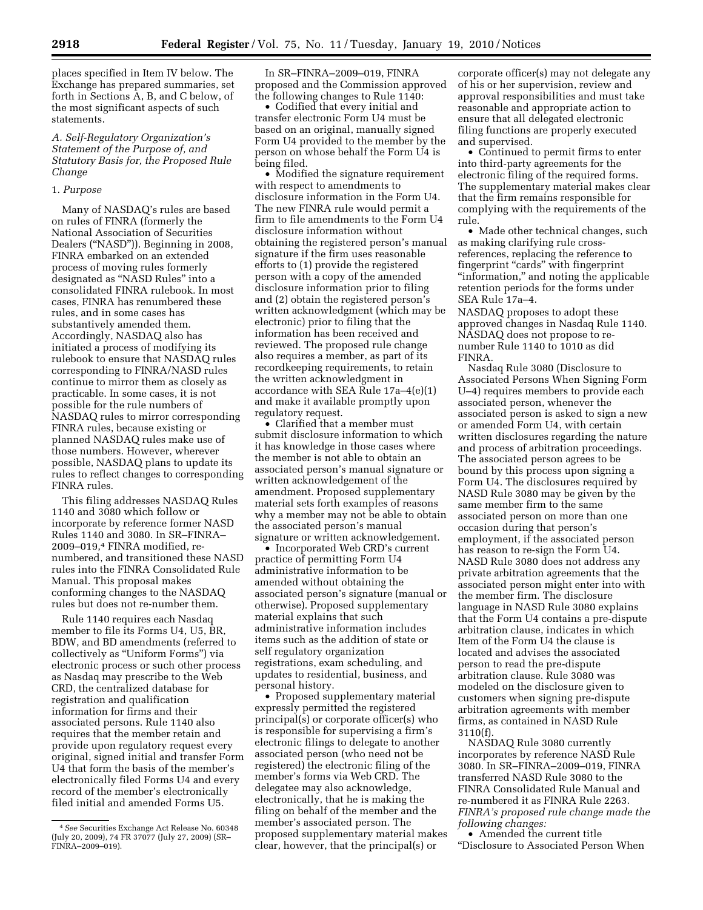places specified in Item IV below. The Exchange has prepared summaries, set forth in Sections A, B, and C below, of the most significant aspects of such statements.

*A. Self-Regulatory Organization's Statement of the Purpose of, and Statutory Basis for, the Proposed Rule Change*

1. *Purpose*

Many of NASDAQ's rules are based on rules of FINRA (formerly the National Association of Securities Dealers ("NASD")). Beginning in 2008, FINRA embarked on an extended process of moving rules formerly designated as "NASD Rules" into a consolidated FINRA rulebook. In most cases, FINRA has renumbered these rules, and in some cases has substantively amended them. Accordingly, NASDAQ also has initiated a process of modifying its rulebook to ensure that NASDAQ rules corresponding to FINRA/NASD rules continue to mirror them as closely as practicable. In some cases, it is not possible for the rule numbers of NASDAQ rules to mirror corresponding FINRA rules, because existing or planned NASDAQ rules make use of those numbers. However, wherever possible, NASDAQ plans to update its rules to reflect changes to corresponding FINRA rules.

This filing addresses NASDAQ Rules 1140 and 3080 which follow or incorporate by reference former NASD Rules 1140 and 3080. In SR–FINRA–2009–019,[4] FINRA modified, re-numbered, and transitioned these NASD rules into the FINRA Consolidated Rule Manual. This proposal makes conforming changes to the NASDAQ rules but does not re-number them.

Rule 1140 requires each Nasdaq member to file its Forms U4, U5, BR, BDW, and BD amendments (referred to collectively as "Uniform Forms") via electronic process or such other process as Nasdaq may prescribe to the Web CRD, the centralized database for registration and qualification information for firms and their associated persons. Rule 1140 also requires that the member retain and provide upon regulatory request every original, signed initial and transfer Form U4 that form the basis of the member's electronically filed Forms U4 and every record of the member's electronically filed initial and amended Forms U5.

In SR–FINRA–2009–019, FINRA proposed and the Commission approved the following changes to Rule 1140:

- Codified that every initial and transfer electronic Form U4 must be based on an original, manually signed Form U4 provided to the member by the person on whose behalf the Form U4 is being filed.
- Modified the signature requirement with respect to amendments to disclosure information in the Form U4. The new FINRA rule would permit a firm to file amendments to the Form U4 disclosure information without obtaining the registered person's manual signature if the firm uses reasonable efforts to (1) provide the registered person with a copy of the amended disclosure information prior to filing and (2) obtain the registered person's written acknowledgment (which may be electronic) prior to filing that the information has been received and reviewed. The proposed rule change also requires a member, as part of its recordkeeping requirements, to retain the written acknowledgment in accordance with SEA Rule 17a–4(e)(1) and make it available promptly upon regulatory request.
- Clarified that a member must submit disclosure information to which it has knowledge in those cases where the member is not able to obtain an associated person's manual signature or written acknowledgement of the amendment. Proposed supplementary material sets forth examples of reasons why a member may not be able to obtain the associated person's manual signature or written acknowledgement.
- Incorporated Web CRD's current practice of permitting Form U4 administrative information to be amended without obtaining the associated person's signature (manual or otherwise). Proposed supplementary material explains that such administrative information includes items such as the addition of state or self regulatory organization registrations, exam scheduling, and updates to residential, business, and personal history.
- Proposed supplementary material expressly permitted the registered principal(s) or corporate officer(s) who is responsible for supervising a firm's electronic filings to delegate to another associated person (who need not be registered) the electronic filing of the member's forms via Web CRD. The delegatee may also acknowledge, electronically, that he is making the filing on behalf of the member and the member's associated person. The proposed supplementary material makes clear, however, that the principal(s) or corporate officer(s) may not delegate any of his or her supervision, review and approval responsibilities and must take reasonable and appropriate action to ensure that all delegated electronic filing functions are properly executed and supervised.
- Continued to permit firms to enter into third-party agreements for the electronic filing of the required forms. The supplementary material makes clear that the firm remains responsible for complying with the requirements of the rule.
- Made other technical changes, such as making clarifying rule cross-references, replacing the reference to fingerprint "cards" with fingerprint "information," and noting the applicable retention periods for the forms under SEA Rule 17a–4.

NASDAQ proposes to adopt these approved changes in Nasdaq Rule 1140. NASDAQ does not propose to re-number Rule 1140 to 1010 as did FINRA.

Nasdaq Rule 3080 (Disclosure to Associated Persons When Signing Form U–4) requires members to provide each associated person, whenever the associated person is asked to sign a new or amended Form U4, with certain written disclosures regarding the nature and process of arbitration proceedings. The associated person agrees to be bound by this process upon signing a Form U4. The disclosures required by NASD Rule 3080 may be given by the same member firm to the same associated person on more than one occasion during that person's employment, if the associated person has reason to re-sign the Form U4. NASD Rule 3080 does not address any private arbitration agreements that the associated person might enter into with the member firm. The disclosure language in NASD Rule 3080 explains that the Form U4 contains a pre-dispute arbitration clause, indicates in which Item of the Form U4 the clause is located and advises the associated person to read the pre-dispute arbitration clause. Rule 3080 was modeled on the disclosure given to customers when signing pre-dispute arbitration agreements with member firms, as contained in NASD Rule 3110(f).

NASDAQ Rule 3080 currently incorporates by reference NASD Rule 3080. In SR–FINRA–2009–019, FINRA transferred NASD Rule 3080 to the FINRA Consolidated Rule Manual and re-numbered it as FINRA Rule 2263. *FINRA's proposed rule change made the following changes:*

- Amended the current title "Disclosure to Associated Person When

[4] *See* Securities Exchange Act Release No. 60348 (July 20, 2009), 74 FR 37077 (July 27, 2009) (SR–FINRA–2009–019).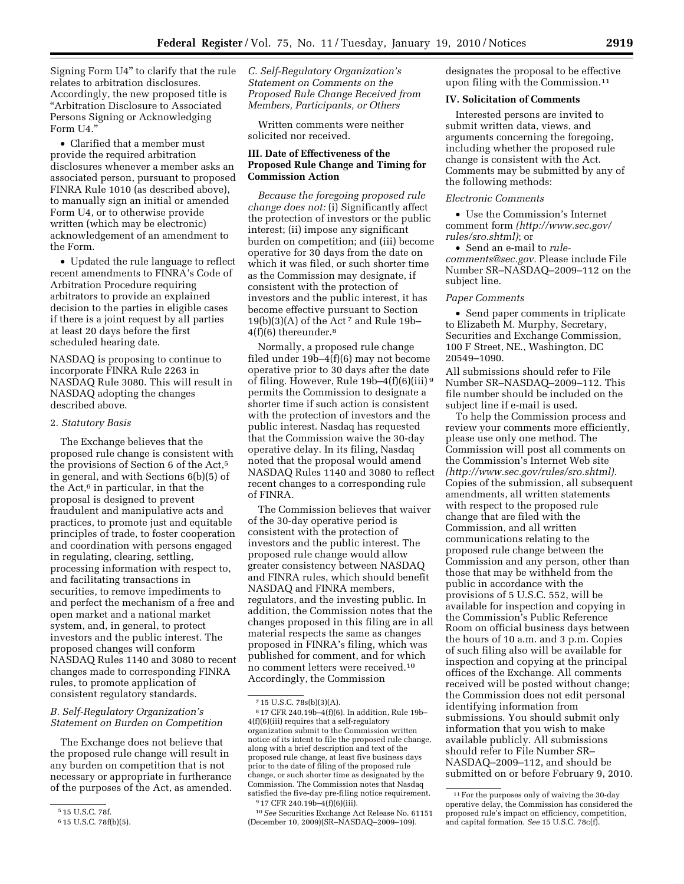Signing Form U4" to clarify that the rule relates to arbitration disclosures. Accordingly, the new proposed title is "Arbitration Disclosure to Associated Persons Signing or Acknowledging Form U4."

- Clarified that a member must provide the required arbitration disclosures whenever a member asks an associated person, pursuant to proposed FINRA Rule 1010 (as described above), to manually sign an initial or amended Form U4, or to otherwise provide written (which may be electronic) acknowledgement of an amendment to the Form.
- Updated the rule language to reflect recent amendments to FINRA's Code of Arbitration Procedure requiring arbitrators to provide an explained decision to the parties in eligible cases if there is a joint request by all parties at least 20 days before the first scheduled hearing date.

NASDAQ is proposing to continue to incorporate FINRA Rule 2263 in NASDAQ Rule 3080. This will result in NASDAQ adopting the changes described above.

#### 2. *Statutory Basis*

The Exchange believes that the proposed rule change is consistent with the provisions of Section 6 of the Act,[5] in general, and with Sections 6(b)(5) of the Act,[6] in particular, in that the proposal is designed to prevent fraudulent and manipulative acts and practices, to promote just and equitable principles of trade, to foster cooperation and coordination with persons engaged in regulating, clearing, settling, processing information with respect to, and facilitating transactions in securities, to remove impediments to and perfect the mechanism of a free and open market and a national market system, and, in general, to protect investors and the public interest. The proposed changes will conform NASDAQ Rules 1140 and 3080 to recent changes made to corresponding FINRA rules, to promote application of consistent regulatory standards.

### *B. Self-Regulatory Organization's Statement on Burden on Competition*

The Exchange does not believe that the proposed rule change will result in any burden on competition that is not necessary or appropriate in furtherance of the purposes of the Act, as amended.

### *C. Self-Regulatory Organization's Statement on Comments on the Proposed Rule Change Received from Members, Participants, or Others*

Written comments were neither solicited nor received.

## III. Date of Effectiveness of the Proposed Rule Change and Timing for Commission Action

*Because the foregoing proposed rule change does not:* (i) Significantly affect the protection of investors or the public interest; (ii) impose any significant burden on competition; and (iii) become operative for 30 days from the date on which it was filed, or such shorter time as the Commission may designate, if consistent with the protection of investors and the public interest, it has become effective pursuant to Section 19(b)(3)(A) of the Act[7] and Rule 19b–4(f)(6) thereunder.[8]

Normally, a proposed rule change filed under 19b–4(f)(6) may not become operative prior to 30 days after the date of filing. However, Rule 19b–4(f)(6)(iii)[9] permits the Commission to designate a shorter time if such action is consistent with the protection of investors and the public interest. Nasdaq has requested that the Commission waive the 30-day operative delay. In its filing, Nasdaq noted that the proposal would amend NASDAQ Rules 1140 and 3080 to reflect recent changes to a corresponding rule of FINRA.

The Commission believes that waiver of the 30-day operative period is consistent with the protection of investors and the public interest. The proposed rule change would allow greater consistency between NASDAQ and FINRA rules, which should benefit NASDAQ and FINRA members, regulators, and the investing public. In addition, the Commission notes that the changes proposed in this filing are in all material respects the same as changes proposed in FINRA's filing, which was published for comment, and for which no comment letters were received.[10] Accordingly, the Commission designates the proposal to be effective upon filing with the Commission.[11]

## IV. Solicitation of Comments

Interested persons are invited to submit written data, views, and arguments concerning the foregoing, including whether the proposed rule change is consistent with the Act. Comments may be submitted by any of the following methods:

*Electronic Comments*

- Use the Commission's Internet comment form *(http://www.sec.gov/rules/sro.shtml)*; or
- Send an e-mail to *rule-comments@sec.gov.* Please include File Number SR–NASDAQ–2009–112 on the subject line.

*Paper Comments*

- Send paper comments in triplicate to Elizabeth M. Murphy, Secretary, Securities and Exchange Commission, 100 F Street, NE., Washington, DC 20549–1090.

All submissions should refer to File Number SR–NASDAQ–2009–112. This file number should be included on the subject line if e-mail is used.

To help the Commission process and review your comments more efficiently, please use only one method. The Commission will post all comments on the Commission's Internet Web site *(http://www.sec.gov/rules/sro.shtml).* Copies of the submission, all subsequent amendments, all written statements with respect to the proposed rule change that are filed with the Commission, and all written communications relating to the proposed rule change between the Commission and any person, other than those that may be withheld from the public in accordance with the provisions of 5 U.S.C. 552, will be available for inspection and copying in the Commission's Public Reference Room on official business days between the hours of 10 a.m. and 3 p.m. Copies of such filing also will be available for inspection and copying at the principal offices of the Exchange. All comments received will be posted without change; the Commission does not edit personal identifying information from submissions. You should submit only information that you wish to make available publicly. All submissions should refer to File Number SR–NASDAQ–2009–112, and should be submitted on or before February 9, 2010.

---

[5] 15 U.S.C. 78f.

[6] 15 U.S.C. 78f(b)(5).

[7] 15 U.S.C. 78s(b)(3)(A).

[8] 17 CFR 240.19b–4(f)(6). In addition, Rule 19b–4(f)(6)(iii) requires that a self-regulatory organization submit to the Commission written notice of its intent to file the proposed rule change, along with a brief description and text of the proposed rule change, at least five business days prior to the date of filing of the proposed rule change, or such shorter time as designated by the Commission. The Commission notes that Nasdaq satisfied the five-day pre-filing notice requirement.

[9] 17 CFR 240.19b–4(f)(6)(iii).

[10] *See* Securities Exchange Act Release No. 61151 (December 10, 2009)(SR–NASDAQ–2009–109).

[11] For the purposes only of waiving the 30-day operative delay, the Commission has considered the proposed rule's impact on efficiency, competition, and capital formation. *See* 15 U.S.C. 78c(f).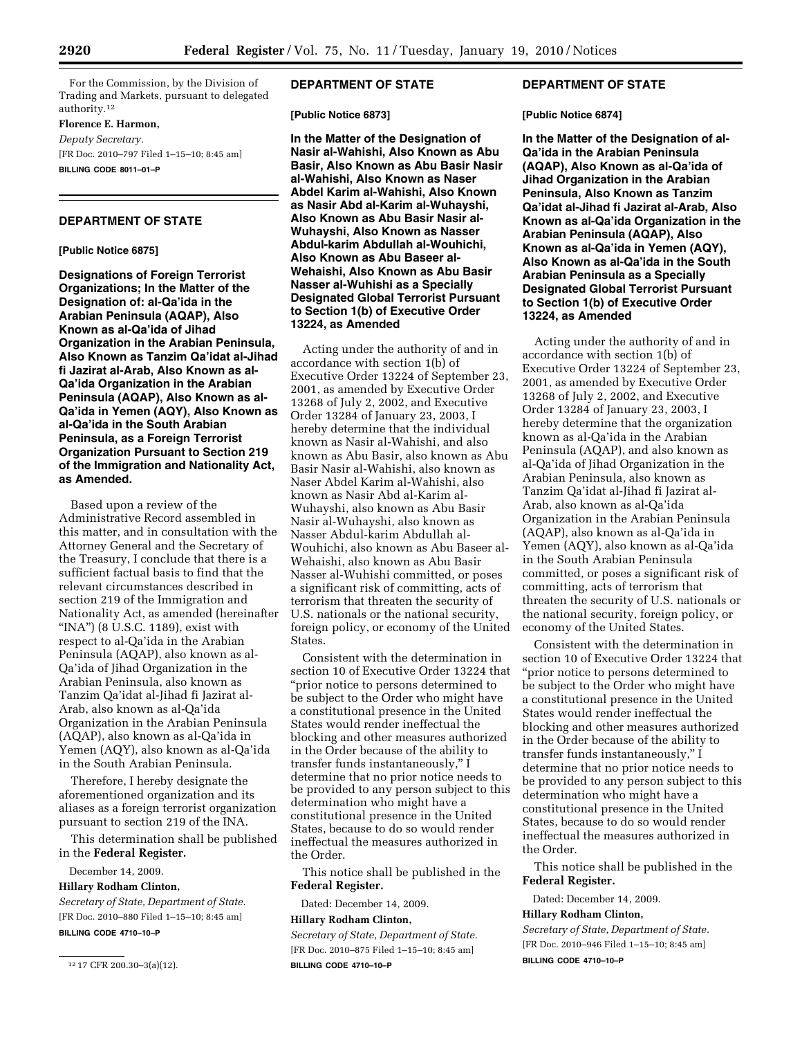For the Commission, by the Division of Trading and Markets, pursuant to delegated authority.[12]

**Florence E. Harmon,**

*Deputy Secretary.*

[FR Doc. 2010–797 Filed 1–15–10; 8:45 am]

**BILLING CODE 8011–01–P**

---

## DEPARTMENT OF STATE

**[Public Notice 6875]**

### Designations of Foreign Terrorist Organizations; In the Matter of the Designation of: al-Qa'ida in the Arabian Peninsula (AQAP), Also Known as al-Qa'ida of Jihad Organization in the Arabian Peninsula, Also Known as Tanzim Qa'idat al-Jihad fi Jazirat al-Arab, Also Known as al-Qa'ida Organization in the Arabian Peninsula (AQAP), Also Known as al-Qa'ida in Yemen (AQY), Also Known as al-Qa'ida in the South Arabian Peninsula, as a Foreign Terrorist Organization Pursuant to Section 219 of the Immigration and Nationality Act, as Amended.

Based upon a review of the Administrative Record assembled in this matter, and in consultation with the Attorney General and the Secretary of the Treasury, I conclude that there is a sufficient factual basis to find that the relevant circumstances described in section 219 of the Immigration and Nationality Act, as amended (hereinafter "INA") (8 U.S.C. 1189), exist with respect to al-Qa'ida in the Arabian Peninsula (AQAP), also known as al-Qa'ida of Jihad Organization in the Arabian Peninsula, also known as Tanzim Qa'idat al-Jihad fi Jazirat al-Arab, also known as al-Qa'ida Organization in the Arabian Peninsula (AQAP), also known as al-Qa'ida in Yemen (AQY), also known as al-Qa'ida in the South Arabian Peninsula.

Therefore, I hereby designate the aforementioned organization and its aliases as a foreign terrorist organization pursuant to section 219 of the INA.

This determination shall be published in the **Federal Register.**

December 14, 2009.

**Hillary Rodham Clinton,**

*Secretary of State, Department of State.*

[FR Doc. 2010–880 Filed 1–15–10; 8:45 am]

**BILLING CODE 4710–10–P**

[12] 17 CFR 200.30–3(a)(12).

---

## DEPARTMENT OF STATE

**[Public Notice 6873]**

### In the Matter of the Designation of Nasir al-Wahishi, Also Known as Abu Basir, Also Known as Abu Basir Nasir al-Wahishi, Also Known as Naser Abdel Karim al-Wahishi, Also Known as Nasir Abd al-Karim al-Wuhayshi, Also Known as Abu Basir Nasir al-Wuhayshi, Also Known as Nasser Abdul-karim Abdullah al-Wouhichi, Also Known as Abu Baseer al-Wehaishi, Also Known as Abu Basir Nasser al-Wuhishi as a Specially Designated Global Terrorist Pursuant to Section 1(b) of Executive Order 13224, as Amended

Acting under the authority of and in accordance with section 1(b) of Executive Order 13224 of September 23, 2001, as amended by Executive Order 13268 of July 2, 2002, and Executive Order 13284 of January 23, 2003, I hereby determine that the individual known as Nasir al-Wahishi, and also known as Abu Basir, also known as Abu Basir Nasir al-Wahishi, also known as Naser Abdel Karim al-Wahishi, also known as Nasir Abd al-Karim al-Wuhayshi, also known as Abu Basir Nasir al-Wuhayshi, also known as Nasser Abdul-karim Abdullah al-Wouhichi, also known as Abu Baseer al-Wehaishi, also known as Abu Basir Nasser al-Wuhishi committed, or poses a significant risk of committing, acts of terrorism that threaten the security of U.S. nationals or the national security, foreign policy, or economy of the United States.

Consistent with the determination in section 10 of Executive Order 13224 that "prior notice to persons determined to be subject to the Order who might have a constitutional presence in the United States would render ineffectual the blocking and other measures authorized in the Order because of the ability to transfer funds instantaneously," I determine that no prior notice needs to be provided to any person subject to this determination who might have a constitutional presence in the United States, because to do so would render ineffectual the measures authorized in the Order.

This notice shall be published in the **Federal Register.**

Dated: December 14, 2009.

**Hillary Rodham Clinton,**

*Secretary of State, Department of State.*

[FR Doc. 2010–875 Filed 1–15–10; 8:45 am]

**BILLING CODE 4710–10–P**

---

## DEPARTMENT OF STATE

**[Public Notice 6874]**

### In the Matter of the Designation of al-Qa'ida in the Arabian Peninsula (AQAP), Also Known as al-Qa'ida of Jihad Organization in the Arabian Peninsula, Also Known as Tanzim Qa'idat al-Jihad fi Jazirat al-Arab, Also Known as al-Qa'ida Organization in the Arabian Peninsula (AQAP), Also Known as al-Qa'ida in Yemen (AQY), Also Known as al-Qa'ida in the South Arabian Peninsula as a Specially Designated Global Terrorist Pursuant to Section 1(b) of Executive Order 13224, as Amended

Acting under the authority of and in accordance with section 1(b) of Executive Order 13224 of September 23, 2001, as amended by Executive Order 13268 of July 2, 2002, and Executive Order 13284 of January 23, 2003, I hereby determine that the organization known as al-Qa'ida in the Arabian Peninsula (AQAP), and also known as al-Qa'ida of Jihad Organization in the Arabian Peninsula, also known as Tanzim Qa'idat al-Jihad fi Jazirat al-Arab, also known as al-Qa'ida Organization in the Arabian Peninsula (AQAP), also known as al-Qa'ida in Yemen (AQY), also known as al-Qa'ida in the South Arabian Peninsula committed, or poses a significant risk of committing, acts of terrorism that threaten the security of U.S. nationals or the national security, foreign policy, or economy of the United States.

Consistent with the determination in section 10 of Executive Order 13224 that "prior notice to persons determined to be subject to the Order who might have a constitutional presence in the United States would render ineffectual the blocking and other measures authorized in the Order because of the ability to transfer funds instantaneously," I determine that no prior notice needs to be provided to any person subject to this determination who might have a constitutional presence in the United States, because to do so would render ineffectual the measures authorized in the Order.

This notice shall be published in the **Federal Register.**

Dated: December 14, 2009.

**Hillary Rodham Clinton,**

*Secretary of State, Department of State.*

[FR Doc. 2010–946 Filed 1–15–10; 8:45 am]

**BILLING CODE 4710–10–P**